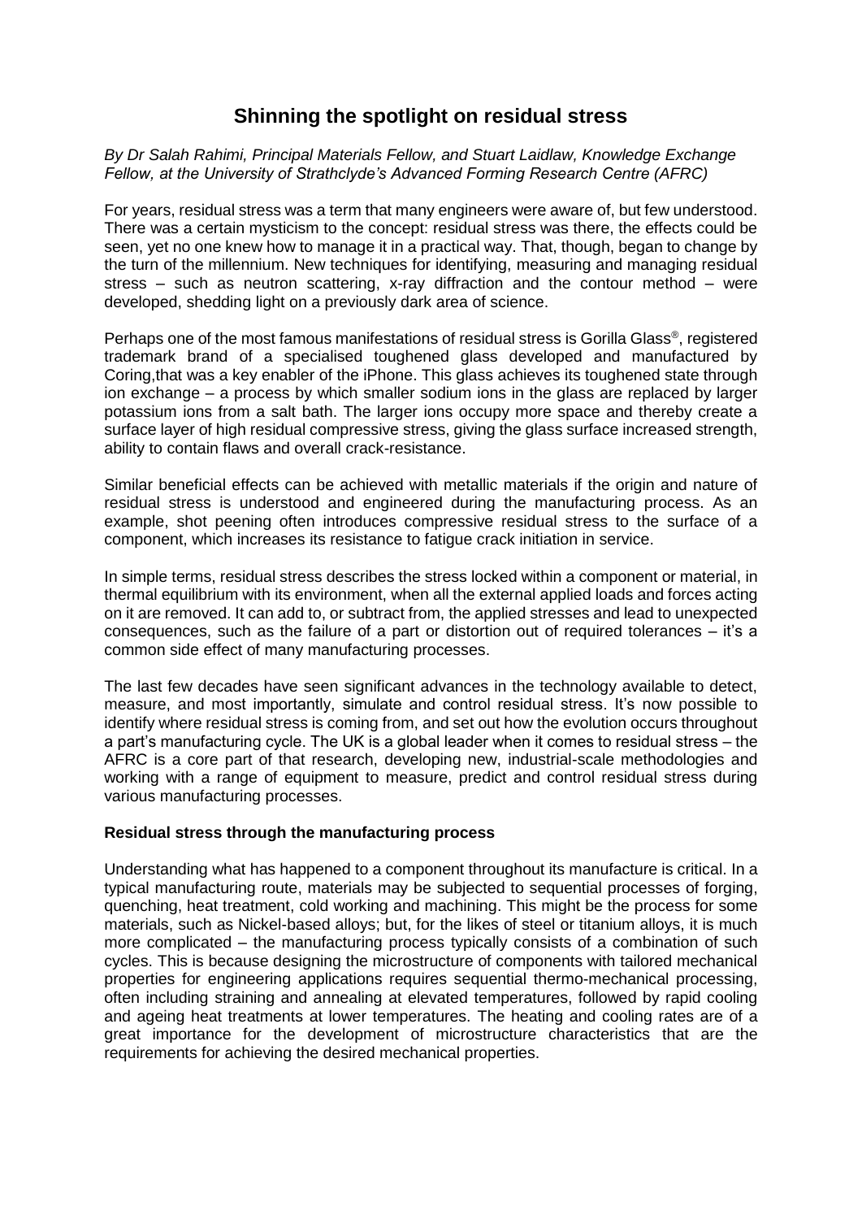# Shinning the spotlight on residual stress

*By Dr Salah Rahimi, Principal Materials Fellow, and Stuart Laidlaw, Knowledge Exchange Fellow, at the University of Strathclyde's Advanced Forming Research Centre (AFRC)*

For years, residual stress was a term that many engineers were aware of, but few understood. There was a certain mysticism to the concept: residual stress was there, the effects could be seen, yet no one knew how to manage it in a practical way. That, though, began to change by the turn of the millennium. New techniques for identifying, measuring and managing residual stress – such as neutron scattering, x-ray diffraction and the contour method – were developed, shedding light on a previously dark area of science.

Perhaps one of the most famous manifestations of residual stress is Gorilla Glass®, registered trademark brand of a specialised toughened glass developed and manufactured by Coring,that was a key enabler of the iPhone. This glass achieves its toughened state through ion exchange – a process by which smaller sodium ions in the glass are replaced by larger potassium ions from a salt bath. The larger ions occupy more space and thereby create a surface layer of high residual compressive stress, giving the glass surface increased strength, ability to contain flaws and overall crack-resistance.

Similar beneficial effects can be achieved with metallic materials if the origin and nature of residual stress is understood and engineered during the manufacturing process. As an example, shot peening often introduces compressive residual stress to the surface of a component, which increases its resistance to fatigue crack initiation in service.

In simple terms, residual stress describes the stress locked within a component or material, in thermal equilibrium with its environment, when all the external applied loads and forces acting on it are removed. It can add to, or subtract from, the applied stresses and lead to unexpected consequences, such as the failure of a part or distortion out of required tolerances – it's a common side effect of many manufacturing processes.

The last few decades have seen significant advances in the technology available to detect, measure, and most importantly, simulate and control residual stress. It's now possible to identify where residual stress is coming from, and set out how the evolution occurs throughout a part's manufacturing cycle. The UK is a global leader when it comes to residual stress – the AFRC is a core part of that research, developing new, industrial-scale methodologies and working with a range of equipment to measure, predict and control residual stress during various manufacturing processes.

**Residual stress through the manufacturing process**

Understanding what has happened to a component throughout its manufacture is critical. In a typical manufacturing route, materials may be subjected to sequential processes of forging, quenching, heat treatment, cold working and machining. This might be the process for some materials, such as Nickel-based alloys; but, for the likes of steel or titanium alloys, it is much more complicated – the manufacturing process typically consists of a combination of such cycles. This is because designing the microstructure of components with tailored mechanical properties for engineering applications requires sequential thermo-mechanical processing, often including straining and annealing at elevated temperatures, followed by rapid cooling and ageing heat treatments at lower temperatures. The heating and cooling rates are of a great importance for the development of microstructure characteristics that are the requirements for achieving the desired mechanical properties.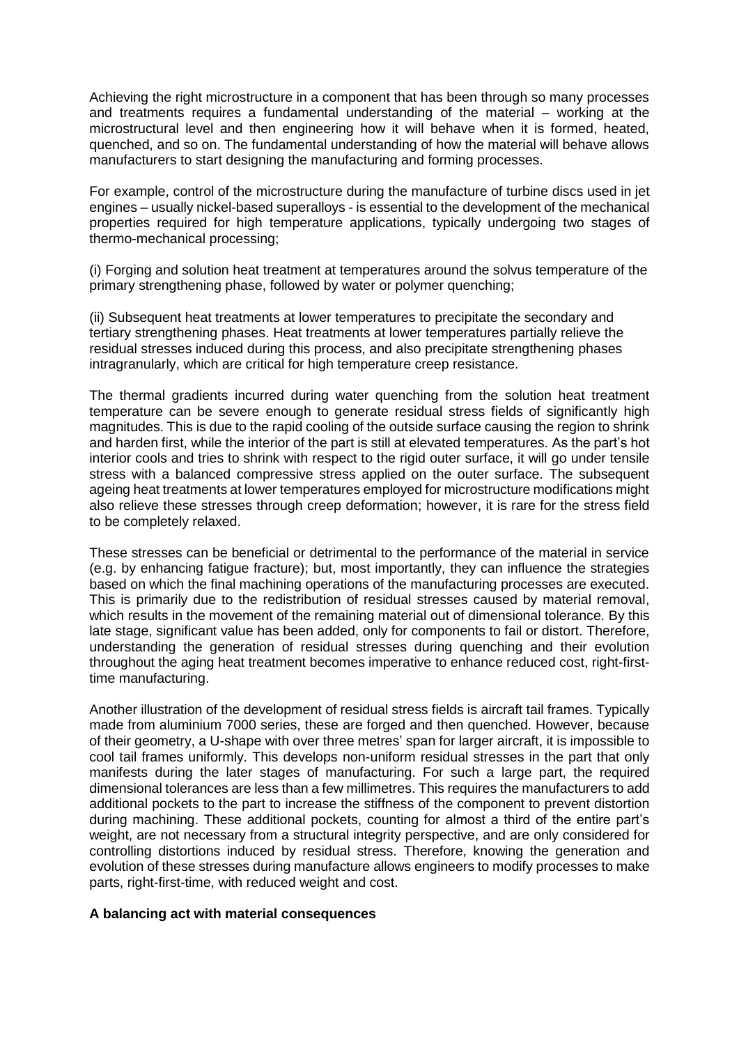Achieving the right microstructure in a component that has been through so many processes and treatments requires a fundamental understanding of the material – working at the microstructural level and then engineering how it will behave when it is formed, heated, quenched, and so on. The fundamental understanding of how the material will behave allows manufacturers to start designing the manufacturing and forming processes.

For example, control of the microstructure during the manufacture of turbine discs used in jet engines – usually nickel-based superalloys - is essential to the development of the mechanical properties required for high temperature applications, typically undergoing two stages of thermo-mechanical processing;

(i) Forging and solution heat treatment at temperatures around the solvus temperature of the primary strengthening phase, followed by water or polymer quenching;

(ii) Subsequent heat treatments at lower temperatures to precipitate the secondary and tertiary strengthening phases. Heat treatments at lower temperatures partially relieve the residual stresses induced during this process, and also precipitate strengthening phases intragranularly, which are critical for high temperature creep resistance.

The thermal gradients incurred during water quenching from the solution heat treatment temperature can be severe enough to generate residual stress fields of significantly high magnitudes. This is due to the rapid cooling of the outside surface causing the region to shrink and harden first, while the interior of the part is still at elevated temperatures. As the part's hot interior cools and tries to shrink with respect to the rigid outer surface, it will go under tensile stress with a balanced compressive stress applied on the outer surface. The subsequent ageing heat treatments at lower temperatures employed for microstructure modifications might also relieve these stresses through creep deformation; however, it is rare for the stress field to be completely relaxed.

These stresses can be beneficial or detrimental to the performance of the material in service (e.g. by enhancing fatigue fracture); but, most importantly, they can influence the strategies based on which the final machining operations of the manufacturing processes are executed. This is primarily due to the redistribution of residual stresses caused by material removal, which results in the movement of the remaining material out of dimensional tolerance. By this late stage, significant value has been added, only for components to fail or distort. Therefore, understanding the generation of residual stresses during quenching and their evolution throughout the aging heat treatment becomes imperative to enhance reduced cost, right-first-time manufacturing.

Another illustration of the development of residual stress fields is aircraft tail frames. Typically made from aluminium 7000 series, these are forged and then quenched. However, because of their geometry, a U-shape with over three metres' span for larger aircraft, it is impossible to cool tail frames uniformly. This develops non-uniform residual stresses in the part that only manifests during the later stages of manufacturing. For such a large part, the required dimensional tolerances are less than a few millimetres. This requires the manufacturers to add additional pockets to the part to increase the stiffness of the component to prevent distortion during machining. These additional pockets, counting for almost a third of the entire part's weight, are not necessary from a structural integrity perspective, and are only considered for controlling distortions induced by residual stress. Therefore, knowing the generation and evolution of these stresses during manufacture allows engineers to modify processes to make parts, right-first-time, with reduced weight and cost.

**A balancing act with material consequences**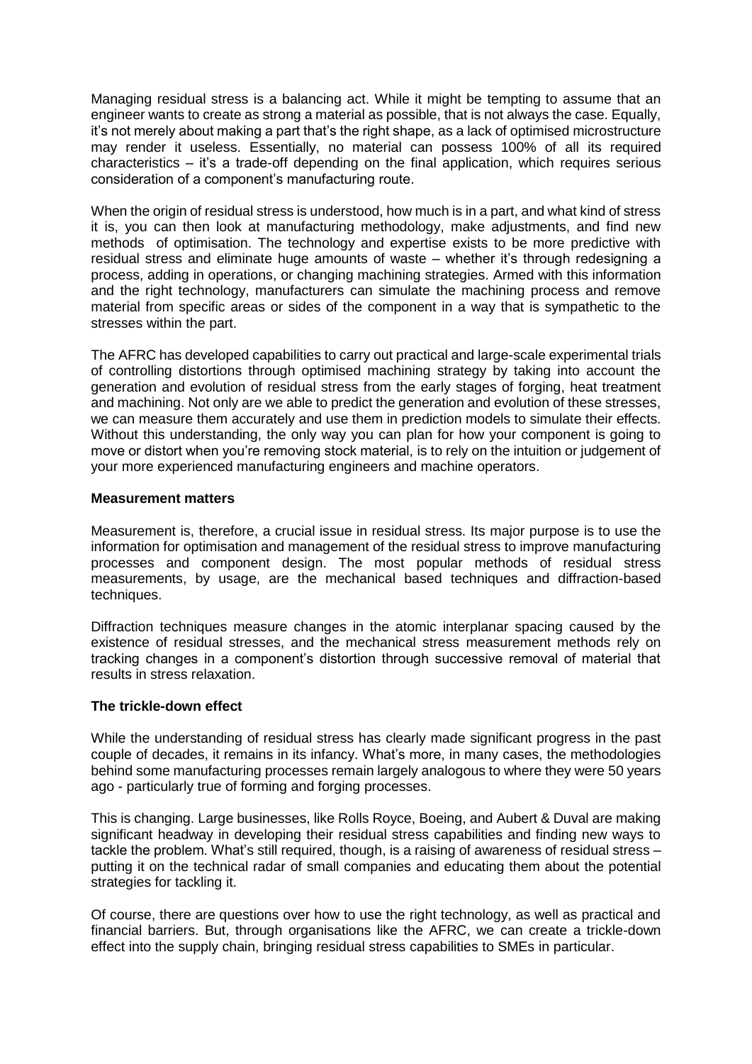Managing residual stress is a balancing act. While it might be tempting to assume that an engineer wants to create as strong a material as possible, that is not always the case. Equally, it's not merely about making a part that's the right shape, as a lack of optimised microstructure may render it useless. Essentially, no material can possess 100% of all its required characteristics – it's a trade-off depending on the final application, which requires serious consideration of a component's manufacturing route.

When the origin of residual stress is understood, how much is in a part, and what kind of stress it is, you can then look at manufacturing methodology, make adjustments, and find new methods of optimisation. The technology and expertise exists to be more predictive with residual stress and eliminate huge amounts of waste – whether it's through redesigning a process, adding in operations, or changing machining strategies. Armed with this information and the right technology, manufacturers can simulate the machining process and remove material from specific areas or sides of the component in a way that is sympathetic to the stresses within the part.

The AFRC has developed capabilities to carry out practical and large-scale experimental trials of controlling distortions through optimised machining strategy by taking into account the generation and evolution of residual stress from the early stages of forging, heat treatment and machining. Not only are we able to predict the generation and evolution of these stresses, we can measure them accurately and use them in prediction models to simulate their effects. Without this understanding, the only way you can plan for how your component is going to move or distort when you're removing stock material, is to rely on the intuition or judgement of your more experienced manufacturing engineers and machine operators.

**Measurement matters**

Measurement is, therefore, a crucial issue in residual stress. Its major purpose is to use the information for optimisation and management of the residual stress to improve manufacturing processes and component design. The most popular methods of residual stress measurements, by usage, are the mechanical based techniques and diffraction-based techniques.

Diffraction techniques measure changes in the atomic interplanar spacing caused by the existence of residual stresses, and the mechanical stress measurement methods rely on tracking changes in a component's distortion through successive removal of material that results in stress relaxation.

**The trickle-down effect**

While the understanding of residual stress has clearly made significant progress in the past couple of decades, it remains in its infancy. What's more, in many cases, the methodologies behind some manufacturing processes remain largely analogous to where they were 50 years ago - particularly true of forming and forging processes.

This is changing. Large businesses, like Rolls Royce, Boeing, and Aubert & Duval are making significant headway in developing their residual stress capabilities and finding new ways to tackle the problem. What's still required, though, is a raising of awareness of residual stress – putting it on the technical radar of small companies and educating them about the potential strategies for tackling it.

Of course, there are questions over how to use the right technology, as well as practical and financial barriers. But, through organisations like the AFRC, we can create a trickle-down effect into the supply chain, bringing residual stress capabilities to SMEs in particular.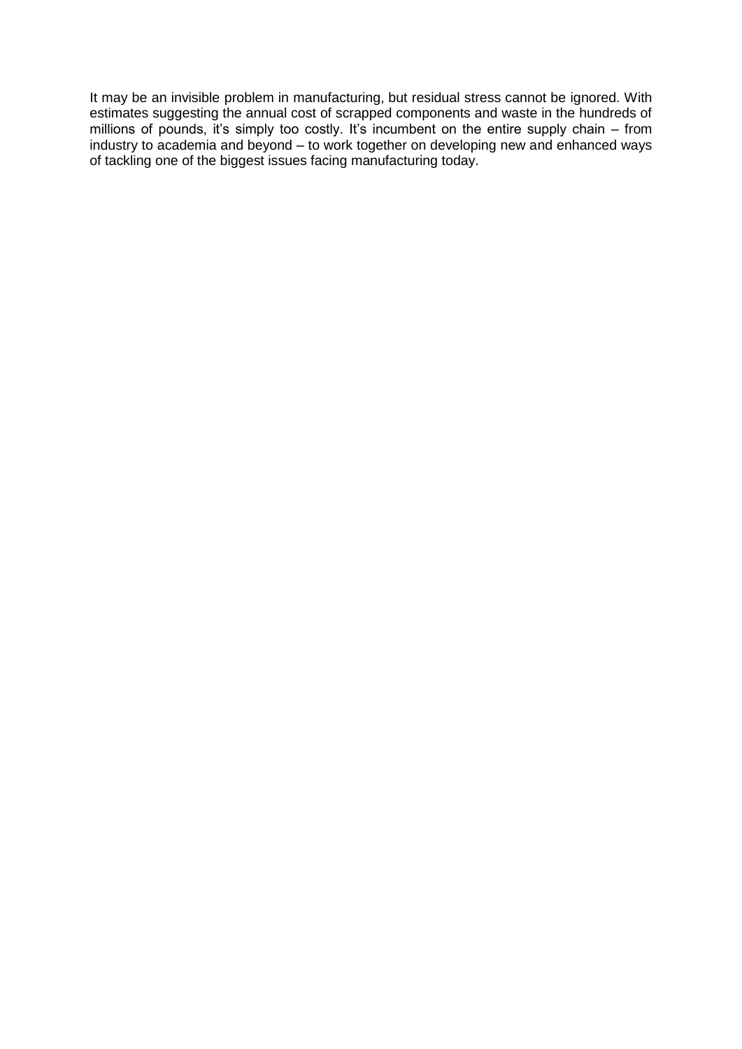It may be an invisible problem in manufacturing, but residual stress cannot be ignored. With estimates suggesting the annual cost of scrapped components and waste in the hundreds of millions of pounds, it's simply too costly. It's incumbent on the entire supply chain – from industry to academia and beyond – to work together on developing new and enhanced ways of tackling one of the biggest issues facing manufacturing today.